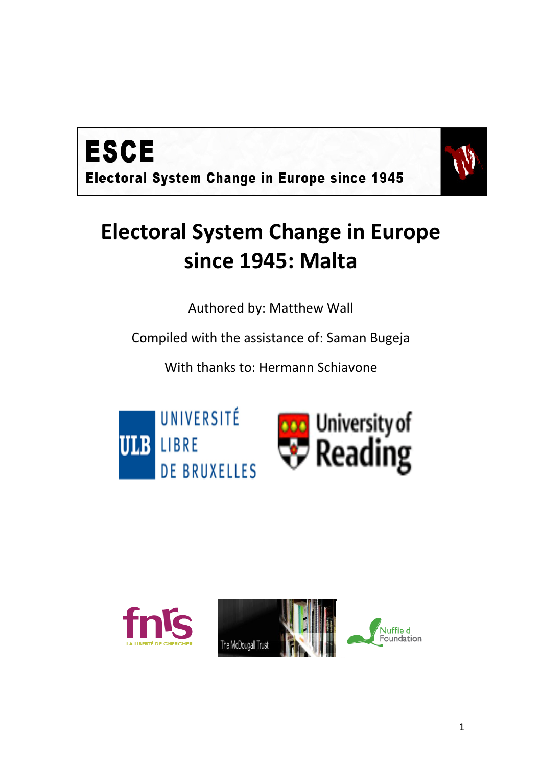**ESCE**

**Electoral System Change in Europe since 1945**

# Electoral System Change in Europe since 1945: Malta

Authored by: Matthew Wall

Compiled with the assistance of: Saman Bugeja

With thanks to: Hermann Schiavone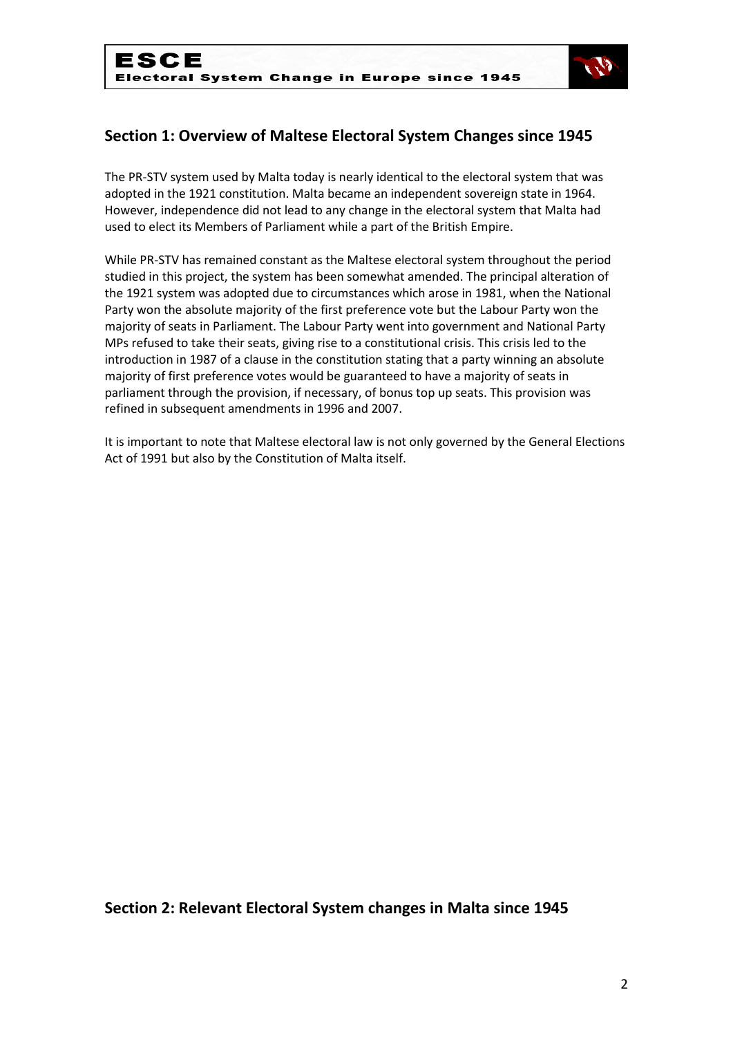## Section 1: Overview of Maltese Electoral System Changes since 1945

The PR-STV system used by Malta today is nearly identical to the electoral system that was adopted in the 1921 constitution. Malta became an independent sovereign state in 1964. However, independence did not lead to any change in the electoral system that Malta had used to elect its Members of Parliament while a part of the British Empire.

While PR-STV has remained constant as the Maltese electoral system throughout the period studied in this project, the system has been somewhat amended. The principal alteration of the 1921 system was adopted due to circumstances which arose in 1981, when the National Party won the absolute majority of the first preference vote but the Labour Party won the majority of seats in Parliament. The Labour Party went into government and National Party MPs refused to take their seats, giving rise to a constitutional crisis. This crisis led to the introduction in 1987 of a clause in the constitution stating that a party winning an absolute majority of first preference votes would be guaranteed to have a majority of seats in parliament through the provision, if necessary, of bonus top up seats. This provision was refined in subsequent amendments in 1996 and 2007.

It is important to note that Maltese electoral law is not only governed by the General Elections Act of 1991 but also by the Constitution of Malta itself.

## Section 2: Relevant Electoral System changes in Malta since 1945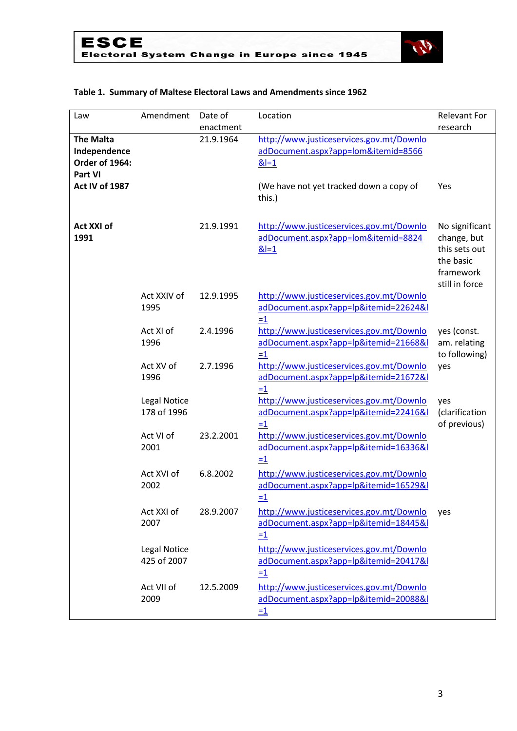**Table 1. Summary of Maltese Electoral Laws and Amendments since 1962**

| Law | Amendment | Date of enactment | Location | Relevant For research |
|---|---|---|---|---|
| **The Malta Independence Order of 1964: Part VI** | | 21.9.1964 | http://www.justiceservices.gov.mt/DownloadDocument.aspx?app=lom&itemid=8566&l=1 | |
| **Act IV of 1987** | | | (We have not yet tracked down a copy of this.) | Yes |
| **Act XXI of 1991** | | 21.9.1991 | http://www.justiceservices.gov.mt/DownloadDocument.aspx?app=lom&itemid=8824&l=1 | No significant change, but this sets out the basic framework still in force |
| | Act XXIV of 1995 | 12.9.1995 | http://www.justiceservices.gov.mt/DownloadDocument.aspx?app=lp&itemid=22624&l=1 | |
| | Act XI of 1996 | 2.4.1996 | http://www.justiceservices.gov.mt/DownloadDocument.aspx?app=lp&itemid=21668&l=1 | yes (const. am. relating to following) |
| | Act XV of 1996 | 2.7.1996 | http://www.justiceservices.gov.mt/DownloadDocument.aspx?app=lp&itemid=21672&l=1 | yes |
| | Legal Notice 178 of 1996 | | http://www.justiceservices.gov.mt/DownloadDocument.aspx?app=lp&itemid=22416&l=1 | yes (clarification of previous) |
| | Act VI of 2001 | 23.2.2001 | http://www.justiceservices.gov.mt/DownloadDocument.aspx?app=lp&itemid=16336&l=1 | |
| | Act XVI of 2002 | 6.8.2002 | http://www.justiceservices.gov.mt/DownloadDocument.aspx?app=lp&itemid=16529&l=1 | |
| | Act XXI of 2007 | 28.9.2007 | http://www.justiceservices.gov.mt/DownloadDocument.aspx?app=lp&itemid=18445&l=1 | yes |
| | Legal Notice 425 of 2007 | | http://www.justiceservices.gov.mt/DownloadDocument.aspx?app=lp&itemid=20417&l=1 | |
| | Act VII of 2009 | 12.5.2009 | http://www.justiceservices.gov.mt/DownloadDocument.aspx?app=lp&itemid=20088&l=1 | |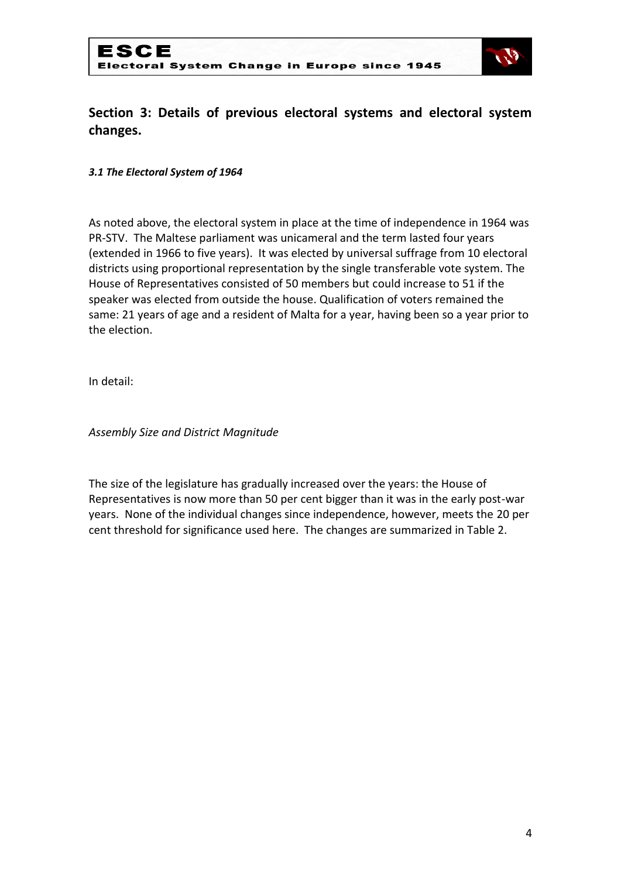## Section 3: Details of previous electoral systems and electoral system changes.

***3.1 The Electoral System of 1964***

As noted above, the electoral system in place at the time of independence in 1964 was PR-STV. The Maltese parliament was unicameral and the term lasted four years (extended in 1966 to five years). It was elected by universal suffrage from 10 electoral districts using proportional representation by the single transferable vote system. The House of Representatives consisted of 50 members but could increase to 51 if the speaker was elected from outside the house. Qualification of voters remained the same: 21 years of age and a resident of Malta for a year, having been so a year prior to the election.

In detail:

*Assembly Size and District Magnitude*

The size of the legislature has gradually increased over the years: the House of Representatives is now more than 50 per cent bigger than it was in the early post-war years. None of the individual changes since independence, however, meets the 20 per cent threshold for significance used here. The changes are summarized in Table 2.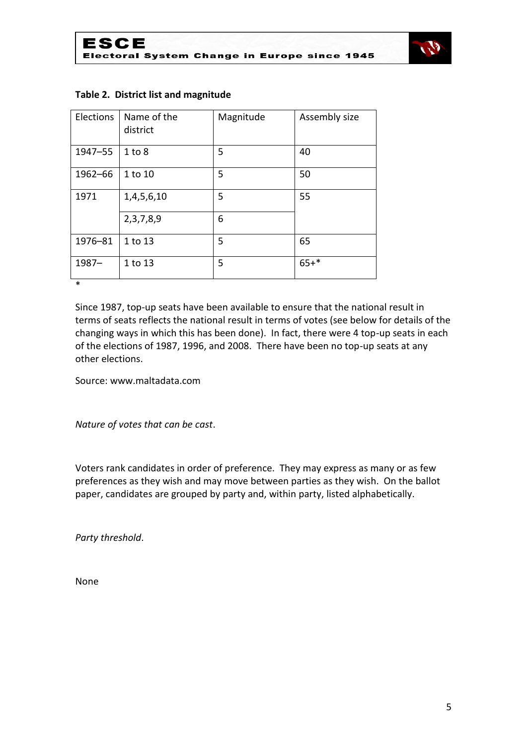**Table 2. District list and magnitude**

| Elections | Name of the district | Magnitude | Assembly size |
|---|---|---|---|
| 1947–55 | 1 to 8 | 5 | 40 |
| 1962–66 | 1 to 10 | 5 | 50 |
| 1971 | 1,4,5,6,10 | 5 | 55 |
| | 2,3,7,8,9 | 6 | |
| 1976–81 | 1 to 13 | 5 | 65 |
| 1987– | 1 to 13 | 5 | 65+* |

*

Since 1987, top-up seats have been available to ensure that the national result in terms of seats reflects the national result in terms of votes (see below for details of the changing ways in which this has been done). In fact, there were 4 top-up seats in each of the elections of 1987, 1996, and 2008. There have been no top-up seats at any other elections.

Source: www.maltadata.com

*Nature of votes that can be cast*.

Voters rank candidates in order of preference. They may express as many or as few preferences as they wish and may move between parties as they wish. On the ballot paper, candidates are grouped by party and, within party, listed alphabetically.

*Party threshold*.

None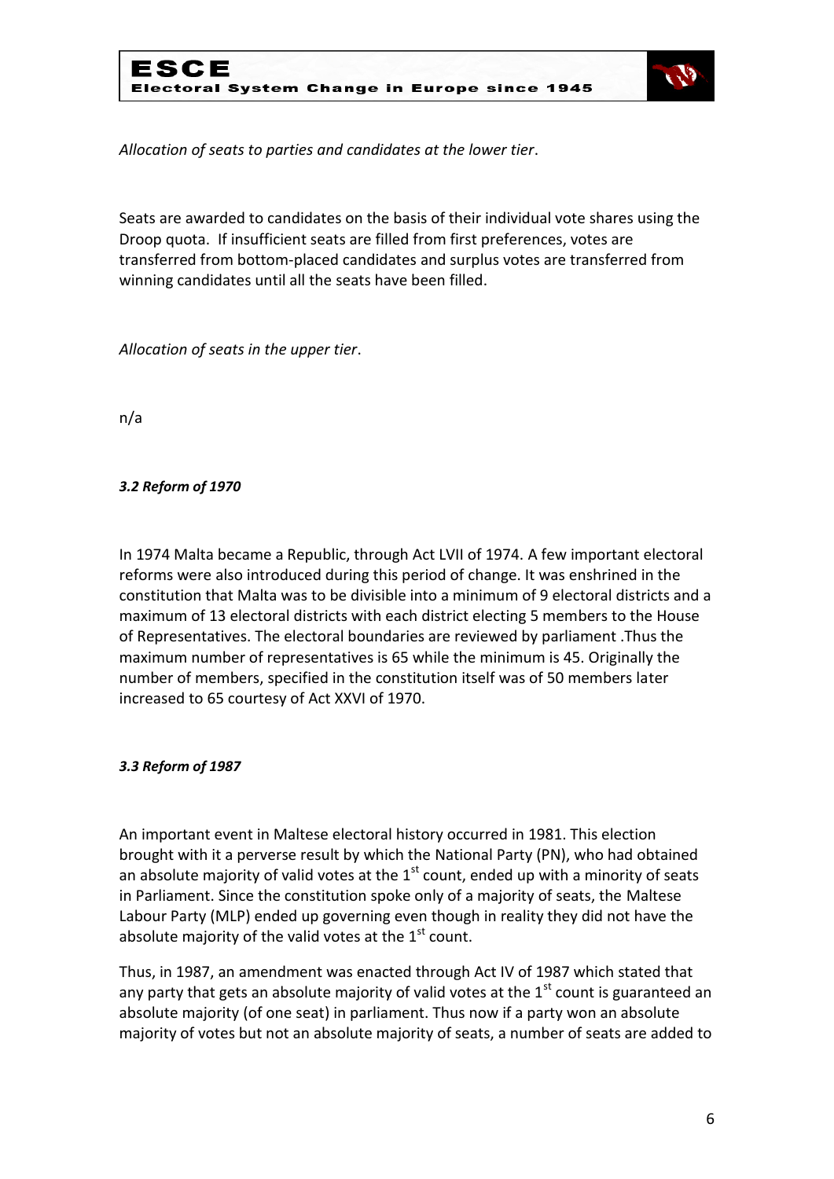*Allocation of seats to parties and candidates at the lower tier*.

Seats are awarded to candidates on the basis of their individual vote shares using the Droop quota. If insufficient seats are filled from first preferences, votes are transferred from bottom-placed candidates and surplus votes are transferred from winning candidates until all the seats have been filled.

*Allocation of seats in the upper tier*.

n/a

### *3.2 Reform of 1970*

In 1974 Malta became a Republic, through Act LVII of 1974. A few important electoral reforms were also introduced during this period of change. It was enshrined in the constitution that Malta was to be divisible into a minimum of 9 electoral districts and a maximum of 13 electoral districts with each district electing 5 members to the House of Representatives. The electoral boundaries are reviewed by parliament .Thus the maximum number of representatives is 65 while the minimum is 45. Originally the number of members, specified in the constitution itself was of 50 members later increased to 65 courtesy of Act XXVI of 1970.

### *3.3 Reform of 1987*

An important event in Maltese electoral history occurred in 1981. This election brought with it a perverse result by which the National Party (PN), who had obtained an absolute majority of valid votes at the 1st count, ended up with a minority of seats in Parliament. Since the constitution spoke only of a majority of seats, the Maltese Labour Party (MLP) ended up governing even though in reality they did not have the absolute majority of the valid votes at the 1st count.

Thus, in 1987, an amendment was enacted through Act IV of 1987 which stated that any party that gets an absolute majority of valid votes at the 1st count is guaranteed an absolute majority (of one seat) in parliament. Thus now if a party won an absolute majority of votes but not an absolute majority of seats, a number of seats are added to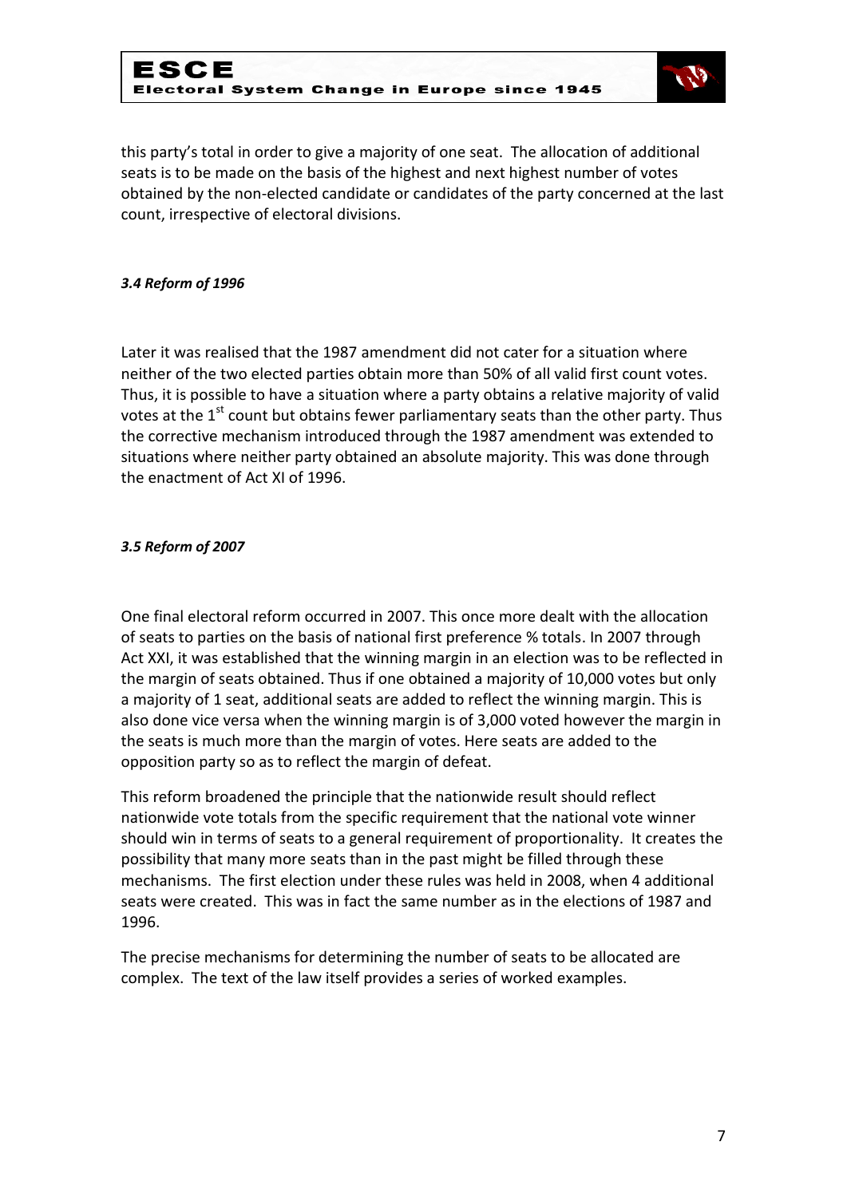this party's total in order to give a majority of one seat. The allocation of additional seats is to be made on the basis of the highest and next highest number of votes obtained by the non-elected candidate or candidates of the party concerned at the last count, irrespective of electoral divisions.

### *3.4 Reform of 1996*

Later it was realised that the 1987 amendment did not cater for a situation where neither of the two elected parties obtain more than 50% of all valid first count votes. Thus, it is possible to have a situation where a party obtains a relative majority of valid votes at the 1st count but obtains fewer parliamentary seats than the other party. Thus the corrective mechanism introduced through the 1987 amendment was extended to situations where neither party obtained an absolute majority. This was done through the enactment of Act XI of 1996.

### *3.5 Reform of 2007*

One final electoral reform occurred in 2007. This once more dealt with the allocation of seats to parties on the basis of national first preference % totals. In 2007 through Act XXI, it was established that the winning margin in an election was to be reflected in the margin of seats obtained. Thus if one obtained a majority of 10,000 votes but only a majority of 1 seat, additional seats are added to reflect the winning margin. This is also done vice versa when the winning margin is of 3,000 voted however the margin in the seats is much more than the margin of votes. Here seats are added to the opposition party so as to reflect the margin of defeat.

This reform broadened the principle that the nationwide result should reflect nationwide vote totals from the specific requirement that the national vote winner should win in terms of seats to a general requirement of proportionality. It creates the possibility that many more seats than in the past might be filled through these mechanisms. The first election under these rules was held in 2008, when 4 additional seats were created. This was in fact the same number as in the elections of 1987 and 1996.

The precise mechanisms for determining the number of seats to be allocated are complex. The text of the law itself provides a series of worked examples.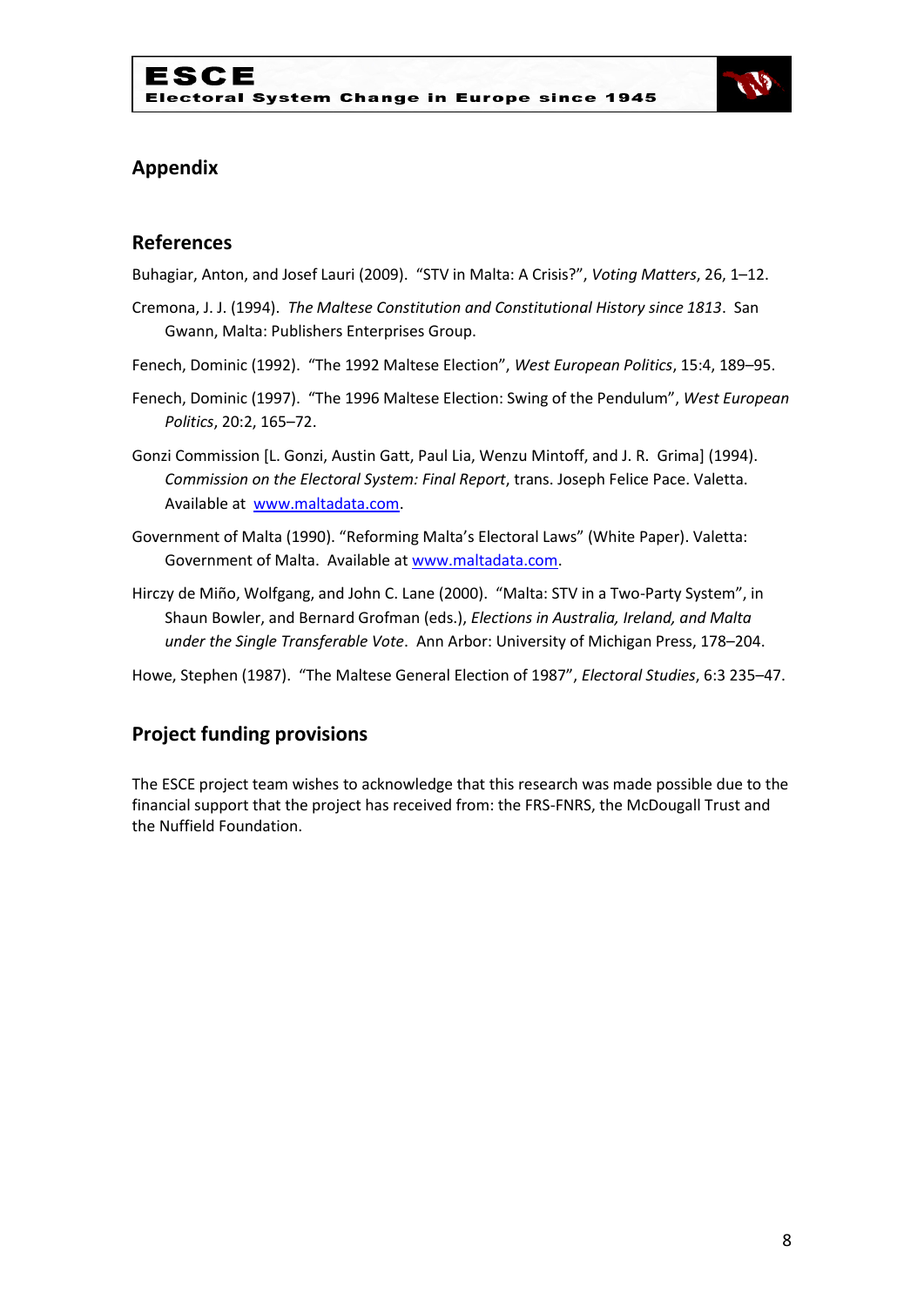## Appendix

### References

Buhagiar, Anton, and Josef Lauri (2009). "STV in Malta: A Crisis?", *Voting Matters*, 26, 1–12.

Cremona, J. J. (1994). *The Maltese Constitution and Constitutional History since 1813*. San Gwann, Malta: Publishers Enterprises Group.

Fenech, Dominic (1992). "The 1992 Maltese Election", *West European Politics*, 15:4, 189–95.

Fenech, Dominic (1997). "The 1996 Maltese Election: Swing of the Pendulum", *West European Politics*, 20:2, 165–72.

Gonzi Commission [L. Gonzi, Austin Gatt, Paul Lia, Wenzu Mintoff, and J. R. Grima] (1994). *Commission on the Electoral System: Final Report*, trans. Joseph Felice Pace. Valetta. Available at www.maltadata.com.

Government of Malta (1990). "Reforming Malta's Electoral Laws" (White Paper). Valetta: Government of Malta. Available at www.maltadata.com.

Hirczy de Miño, Wolfgang, and John C. Lane (2000). "Malta: STV in a Two-Party System", in Shaun Bowler, and Bernard Grofman (eds.), *Elections in Australia, Ireland, and Malta under the Single Transferable Vote*. Ann Arbor: University of Michigan Press, 178–204.

Howe, Stephen (1987). "The Maltese General Election of 1987", *Electoral Studies*, 6:3 235–47.

### Project funding provisions

The ESCE project team wishes to acknowledge that this research was made possible due to the financial support that the project has received from: the FRS-FNRS, the McDougall Trust and the Nuffield Foundation.